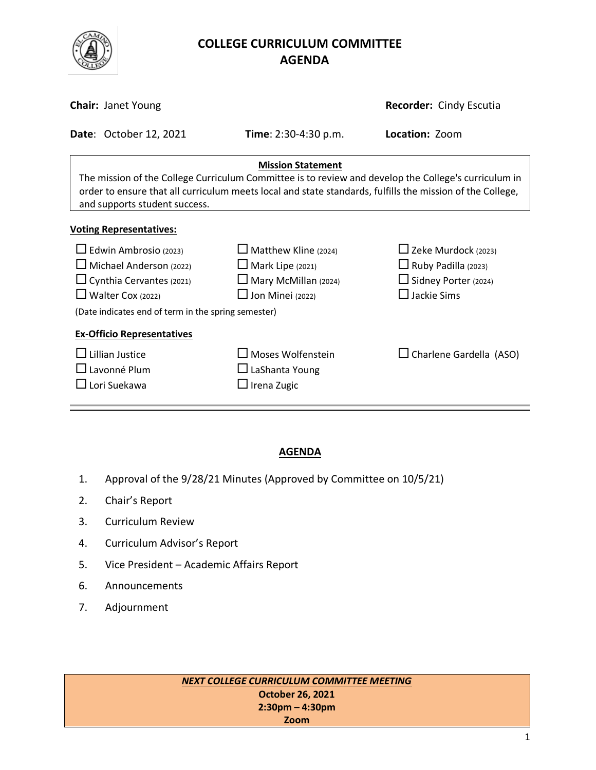# COLLEGE CURRICULUM COMMITTEE
# AGENDA

**Chair:** Janet Young **Recorder:** Cindy Escutia

**Date**: October 12, 2021 **Time**: 2:30-4:30 p.m. **Location:** Zoom

**Mission Statement**

The mission of the College Curriculum Committee is to review and develop the College's curriculum in order to ensure that all curriculum meets local and state standards, fulfills the mission of the College, and supports student success.

**Voting Representatives:**

- ☐ Edwin Ambrosio (2023)
- ☐ Michael Anderson (2022)
- ☐ Cynthia Cervantes (2021)
- ☐ Walter Cox (2022)
- ☐ Matthew Kline (2024)
- ☐ Mark Lipe (2021)
- ☐ Mary McMillan (2024)
- ☐ Jon Minei (2022)
- ☐ Zeke Murdock (2023)
- ☐ Ruby Padilla (2023)
- ☐ Sidney Porter (2024)
- ☐ Jackie Sims

(Date indicates end of term in the spring semester)

**Ex-Officio Representatives**

- ☐ Lillian Justice
- ☐ Lavonné Plum
- ☐ Lori Suekawa
- ☐ Moses Wolfenstein
- ☐ LaShanta Young
- ☐ Irena Zugic
- ☐ Charlene Gardella (ASO)

---

## AGENDA

1. Approval of the 9/28/21 Minutes (Approved by Committee on 10/5/21)
2. Chair's Report
3. Curriculum Review
4. Curriculum Advisor's Report
5. Vice President – Academic Affairs Report
6. Announcements
7. Adjournment

***NEXT COLLEGE CURRICULUM COMMITTEE MEETING***

**October 26, 2021**

**2:30pm – 4:30pm**

**Zoom**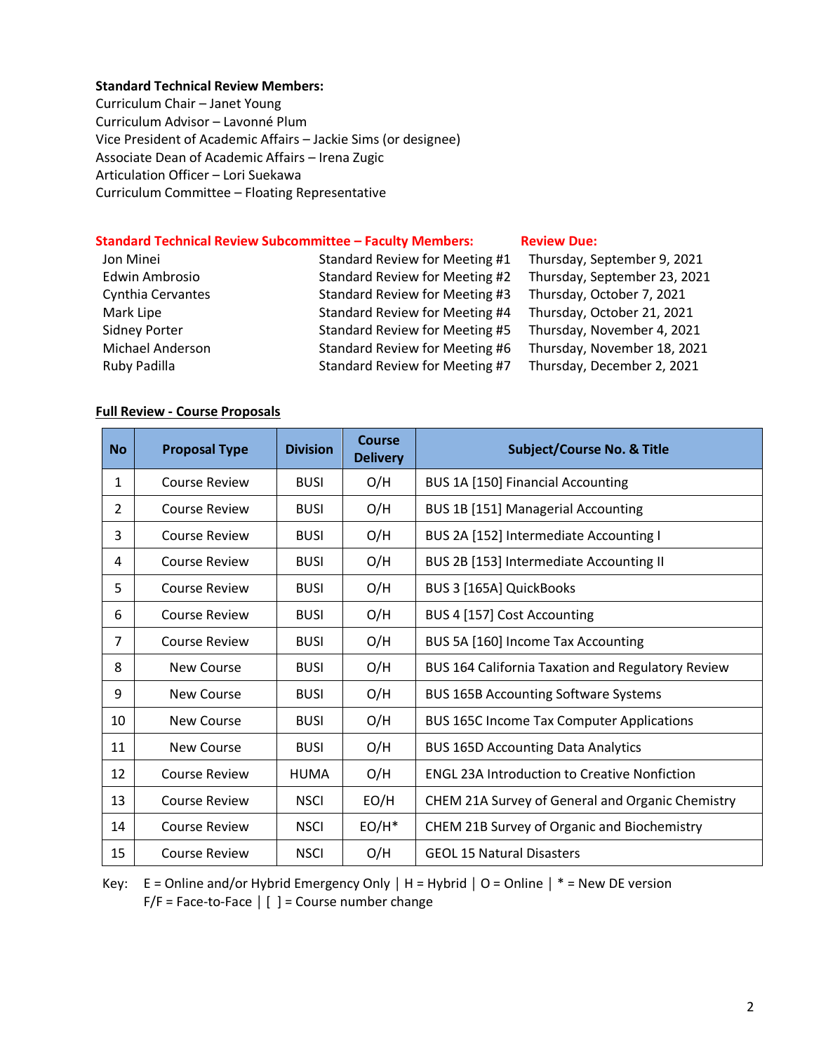**Standard Technical Review Members:**
Curriculum Chair – Janet Young
Curriculum Advisor – Lavonné Plum
Vice President of Academic Affairs – Jackie Sims (or designee)
Associate Dean of Academic Affairs – Irena Zugic
Articulation Officer – Lori Suekawa
Curriculum Committee – Floating Representative

| **Standard Technical Review Subcommittee – Faculty Members:** | | **Review Due:** |
|---|---|---|
| Jon Minei | Standard Review for Meeting #1 | Thursday, September 9, 2021 |
| Edwin Ambrosio | Standard Review for Meeting #2 | Thursday, September 23, 2021 |
| Cynthia Cervantes | Standard Review for Meeting #3 | Thursday, October 7, 2021 |
| Mark Lipe | Standard Review for Meeting #4 | Thursday, October 21, 2021 |
| Sidney Porter | Standard Review for Meeting #5 | Thursday, November 4, 2021 |
| Michael Anderson | Standard Review for Meeting #6 | Thursday, November 18, 2021 |
| Ruby Padilla | Standard Review for Meeting #7 | Thursday, December 2, 2021 |

**Full Review - Course Proposals**

| No | Proposal Type | Division | Course Delivery | Subject/Course No. & Title |
|---|---|---|---|---|
| 1 | Course Review | BUSI | O/H | BUS 1A [150] Financial Accounting |
| 2 | Course Review | BUSI | O/H | BUS 1B [151] Managerial Accounting |
| 3 | Course Review | BUSI | O/H | BUS 2A [152] Intermediate Accounting I |
| 4 | Course Review | BUSI | O/H | BUS 2B [153] Intermediate Accounting II |
| 5 | Course Review | BUSI | O/H | BUS 3 [165A] QuickBooks |
| 6 | Course Review | BUSI | O/H | BUS 4 [157] Cost Accounting |
| 7 | Course Review | BUSI | O/H | BUS 5A [160] Income Tax Accounting |
| 8 | New Course | BUSI | O/H | BUS 164 California Taxation and Regulatory Review |
| 9 | New Course | BUSI | O/H | BUS 165B Accounting Software Systems |
| 10 | New Course | BUSI | O/H | BUS 165C Income Tax Computer Applications |
| 11 | New Course | BUSI | O/H | BUS 165D Accounting Data Analytics |
| 12 | Course Review | HUMA | O/H | ENGL 23A Introduction to Creative Nonfiction |
| 13 | Course Review | NSCI | EO/H | CHEM 21A Survey of General and Organic Chemistry |
| 14 | Course Review | NSCI | EO/H* | CHEM 21B Survey of Organic and Biochemistry |
| 15 | Course Review | NSCI | O/H | GEOL 15 Natural Disasters |

Key: E = Online and/or Hybrid Emergency Only | H = Hybrid | O = Online | * = New DE version
F/F = Face-to-Face | [ ] = Course number change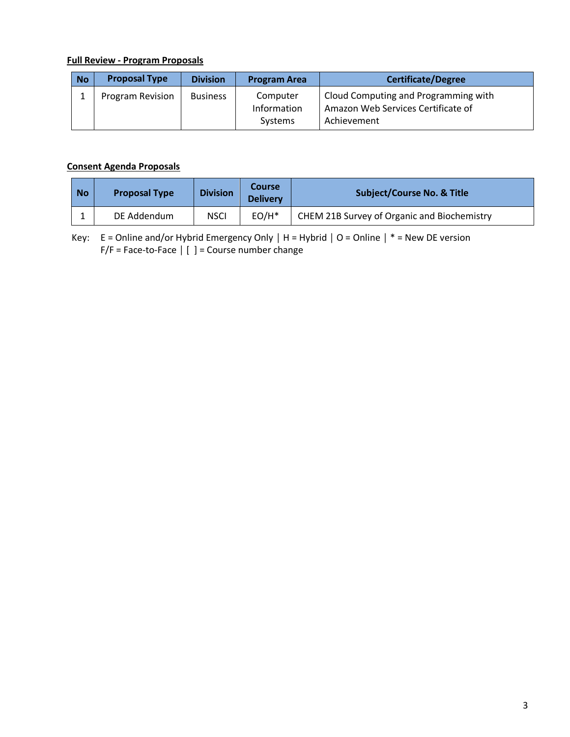**Full Review - Program Proposals**

| No | Proposal Type | Division | Program Area | Certificate/Degree |
|---|---|---|---|---|
| 1 | Program Revision | Business | Computer Information Systems | Cloud Computing and Programming with Amazon Web Services Certificate of Achievement |

**Consent Agenda Proposals**

| No | Proposal Type | Division | Course Delivery | Subject/Course No. & Title |
|---|---|---|---|---|
| 1 | DE Addendum | NSCI | EO/H* | CHEM 21B Survey of Organic and Biochemistry |

Key: E = Online and/or Hybrid Emergency Only | H = Hybrid | O = Online | * = New DE version
F/F = Face-to-Face | [ ] = Course number change